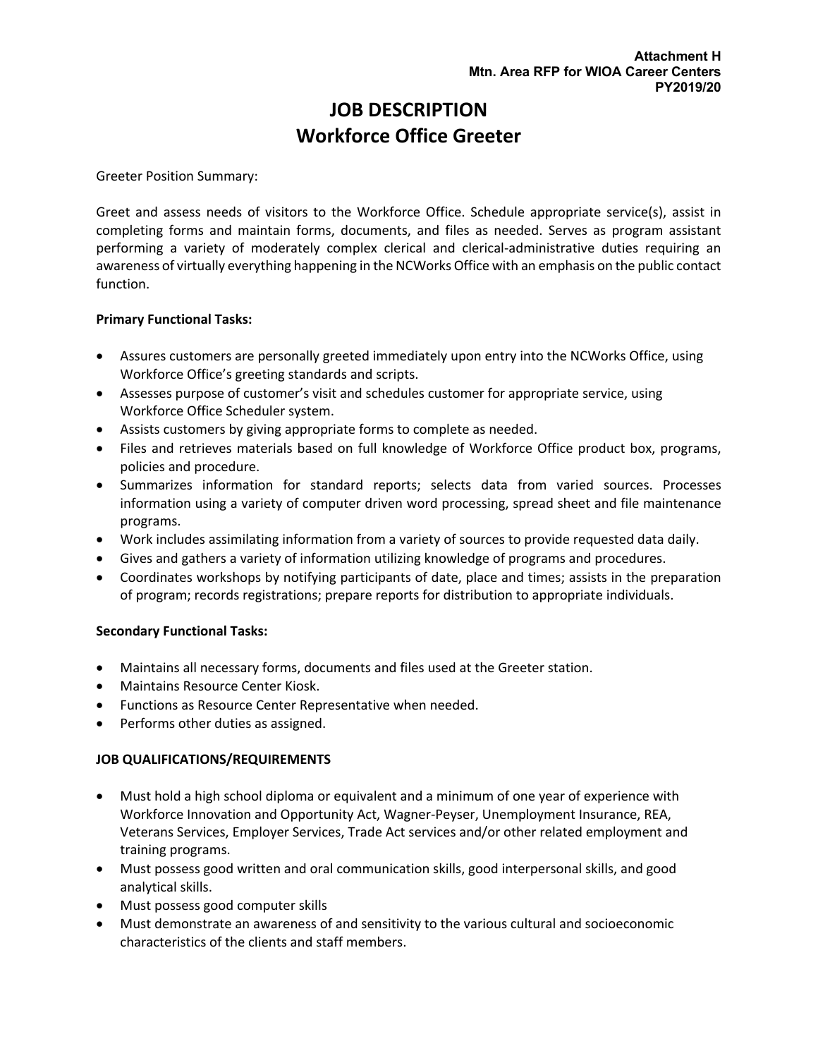**Attachment H**
**Mtn. Area RFP for WIOA Career Centers**
**PY2019/20**

# JOB DESCRIPTION
# Workforce Office Greeter

Greeter Position Summary:

Greet and assess needs of visitors to the Workforce Office. Schedule appropriate service(s), assist in completing forms and maintain forms, documents, and files as needed. Serves as program assistant performing a variety of moderately complex clerical and clerical-administrative duties requiring an awareness of virtually everything happening in the NCWorks Office with an emphasis on the public contact function.

**Primary Functional Tasks:**

- Assures customers are personally greeted immediately upon entry into the NCWorks Office, using Workforce Office's greeting standards and scripts.
- Assesses purpose of customer's visit and schedules customer for appropriate service, using Workforce Office Scheduler system.
- Assists customers by giving appropriate forms to complete as needed.
- Files and retrieves materials based on full knowledge of Workforce Office product box, programs, policies and procedure.
- Summarizes information for standard reports; selects data from varied sources. Processes information using a variety of computer driven word processing, spread sheet and file maintenance programs.
- Work includes assimilating information from a variety of sources to provide requested data daily.
- Gives and gathers a variety of information utilizing knowledge of programs and procedures.
- Coordinates workshops by notifying participants of date, place and times; assists in the preparation of program; records registrations; prepare reports for distribution to appropriate individuals.

**Secondary Functional Tasks:**

- Maintains all necessary forms, documents and files used at the Greeter station.
- Maintains Resource Center Kiosk.
- Functions as Resource Center Representative when needed.
- Performs other duties as assigned.

**JOB QUALIFICATIONS/REQUIREMENTS**

- Must hold a high school diploma or equivalent and a minimum of one year of experience with Workforce Innovation and Opportunity Act, Wagner-Peyser, Unemployment Insurance, REA, Veterans Services, Employer Services, Trade Act services and/or other related employment and training programs.
- Must possess good written and oral communication skills, good interpersonal skills, and good analytical skills.
- Must possess good computer skills
- Must demonstrate an awareness of and sensitivity to the various cultural and socioeconomic characteristics of the clients and staff members.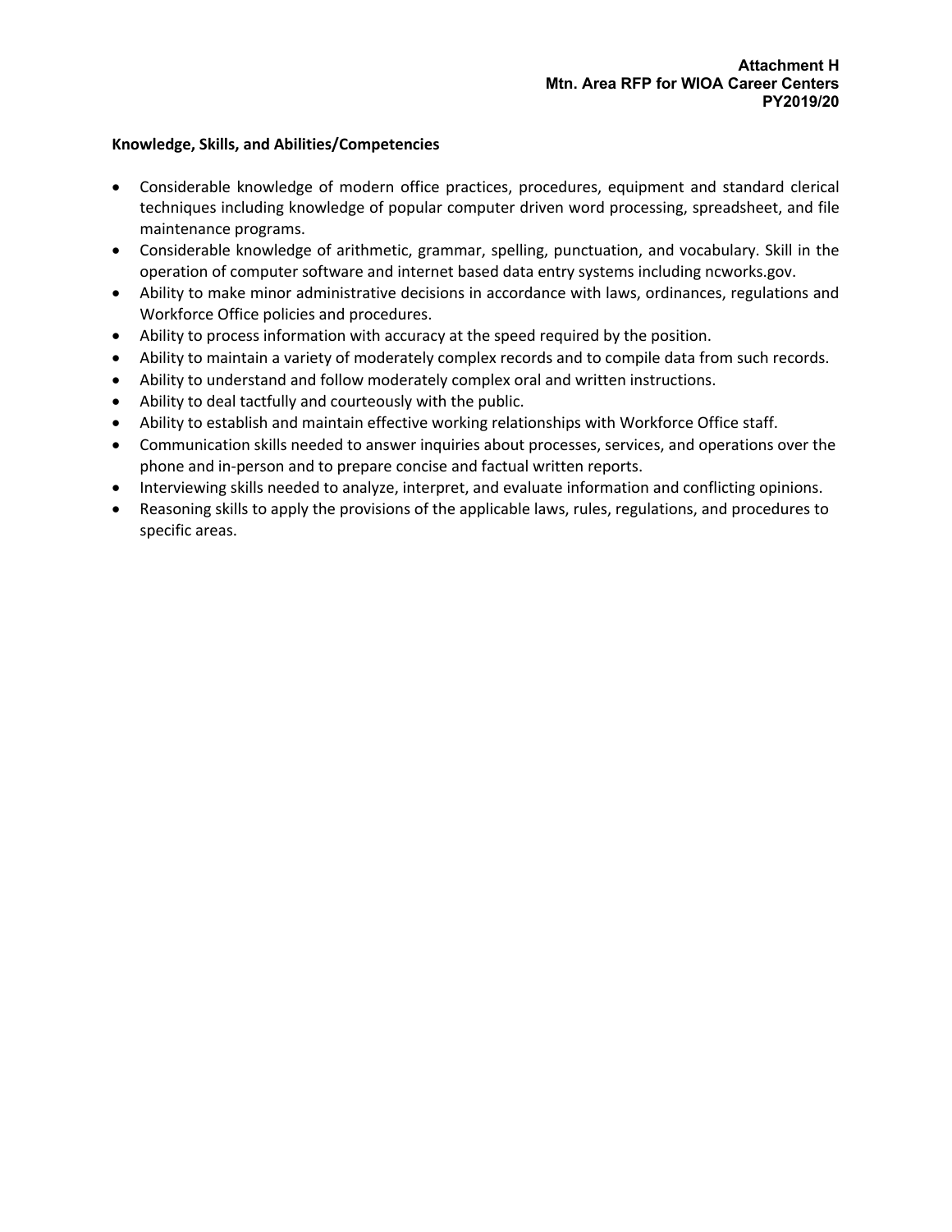**Knowledge, Skills, and Abilities/Competencies**

- Considerable knowledge of modern office practices, procedures, equipment and standard clerical techniques including knowledge of popular computer driven word processing, spreadsheet, and file maintenance programs.
- Considerable knowledge of arithmetic, grammar, spelling, punctuation, and vocabulary. Skill in the operation of computer software and internet based data entry systems including ncworks.gov.
- Ability to make minor administrative decisions in accordance with laws, ordinances, regulations and Workforce Office policies and procedures.
- Ability to process information with accuracy at the speed required by the position.
- Ability to maintain a variety of moderately complex records and to compile data from such records.
- Ability to understand and follow moderately complex oral and written instructions.
- Ability to deal tactfully and courteously with the public.
- Ability to establish and maintain effective working relationships with Workforce Office staff.
- Communication skills needed to answer inquiries about processes, services, and operations over the phone and in-person and to prepare concise and factual written reports.
- Interviewing skills needed to analyze, interpret, and evaluate information and conflicting opinions.
- Reasoning skills to apply the provisions of the applicable laws, rules, regulations, and procedures to specific areas.